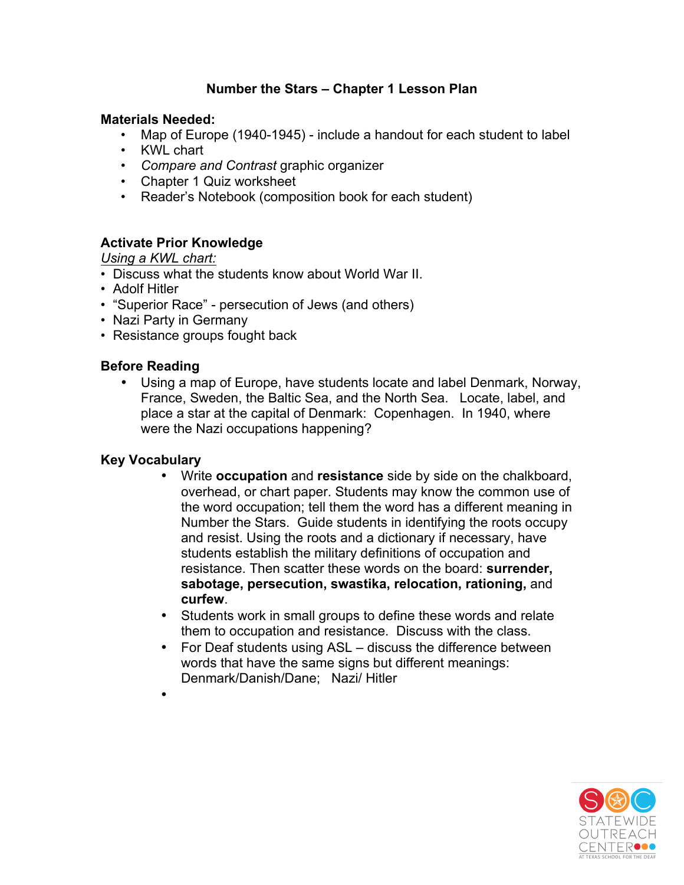### Number the Stars – Chapter 1 Lesson Plan

**Materials Needed:**

- Map of Europe (1940-1945) - include a handout for each student to label
- KWL chart
- *Compare and Contrast* graphic organizer
- Chapter 1 Quiz worksheet
- Reader's Notebook (composition book for each student)

**Activate Prior Knowledge**

Using a KWL chart:

- Discuss what the students know about World War II.
- Adolf Hitler
- "Superior Race" - persecution of Jews (and others)
- Nazi Party in Germany
- Resistance groups fought back

**Before Reading**

- Using a map of Europe, have students locate and label Denmark, Norway, France, Sweden, the Baltic Sea, and the North Sea. Locate, label, and place a star at the capital of Denmark: Copenhagen. In 1940, where were the Nazi occupations happening?

**Key Vocabulary**

- Write **occupation** and **resistance** side by side on the chalkboard, overhead, or chart paper. Students may know the common use of the word occupation; tell them the word has a different meaning in Number the Stars. Guide students in identifying the roots occupy and resist. Using the roots and a dictionary if necessary, have students establish the military definitions of occupation and resistance. Then scatter these words on the board: **surrender, sabotage, persecution, swastika, relocation, rationing,** and **curfew**.
- Students work in small groups to define these words and relate them to occupation and resistance. Discuss with the class.
- For Deaf students using ASL – discuss the difference between words that have the same signs but different meanings: Denmark/Danish/Dane; Nazi/ Hitler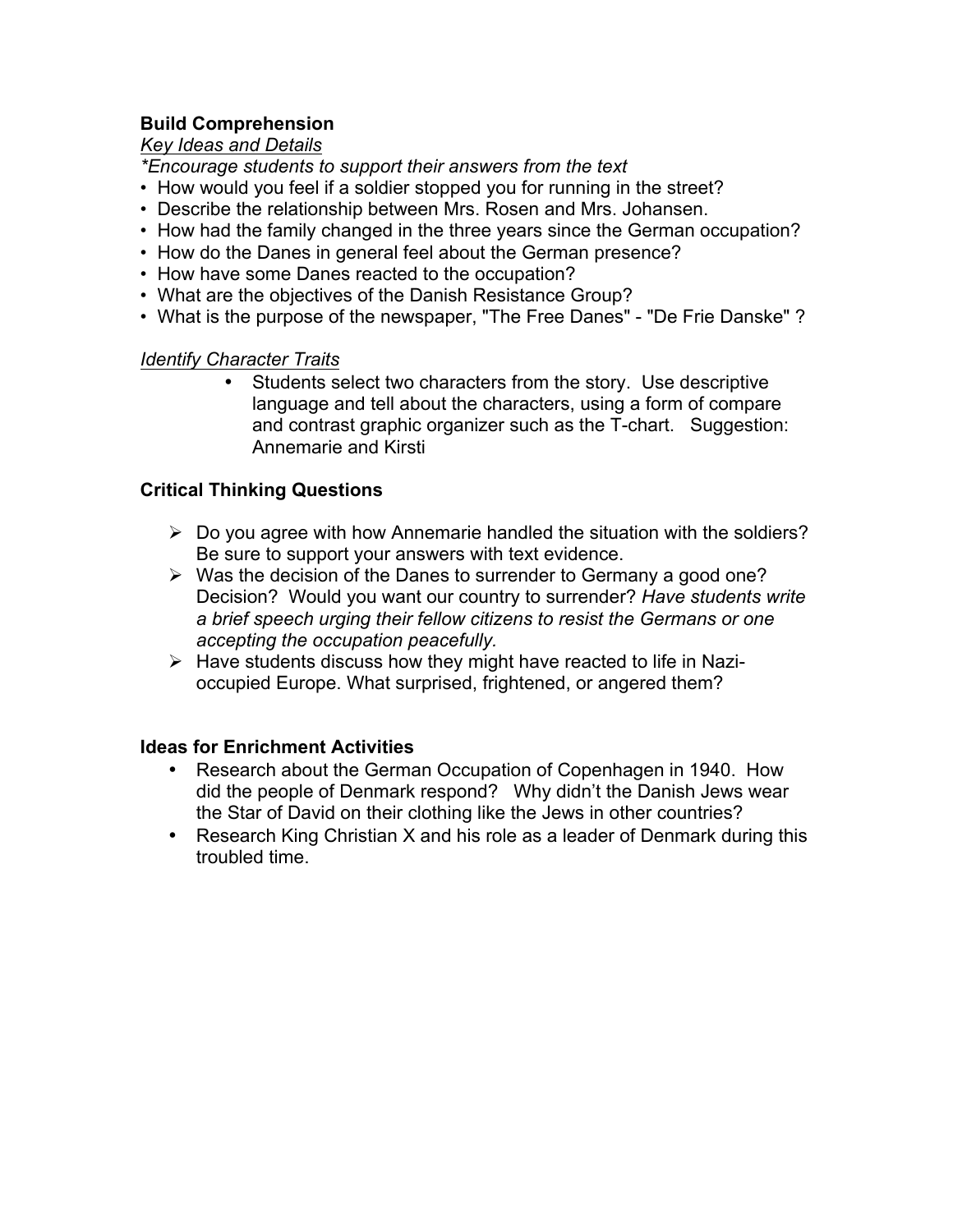**Build Comprehension**

*Key Ideas and Details*

*\*Encourage students to support their answers from the text*

- How would you feel if a soldier stopped you for running in the street?
- Describe the relationship between Mrs. Rosen and Mrs. Johansen.
- How had the family changed in the three years since the German occupation?
- How do the Danes in general feel about the German presence?
- How have some Danes reacted to the occupation?
- What are the objectives of the Danish Resistance Group?
- What is the purpose of the newspaper, "The Free Danes" - "De Frie Danske" ?

*Identify Character Traits*

- Students select two characters from the story. Use descriptive language and tell about the characters, using a form of compare and contrast graphic organizer such as the T-chart. Suggestion: Annemarie and Kirsti

**Critical Thinking Questions**

- Do you agree with how Annemarie handled the situation with the soldiers? Be sure to support your answers with text evidence.
- Was the decision of the Danes to surrender to Germany a good one? Decision? Would you want our country to surrender? *Have students write a brief speech urging their fellow citizens to resist the Germans or one accepting the occupation peacefully.*
- Have students discuss how they might have reacted to life in Nazi-occupied Europe. What surprised, frightened, or angered them?

**Ideas for Enrichment Activities**

- Research about the German Occupation of Copenhagen in 1940. How did the people of Denmark respond? Why didn't the Danish Jews wear the Star of David on their clothing like the Jews in other countries?
- Research King Christian X and his role as a leader of Denmark during this troubled time.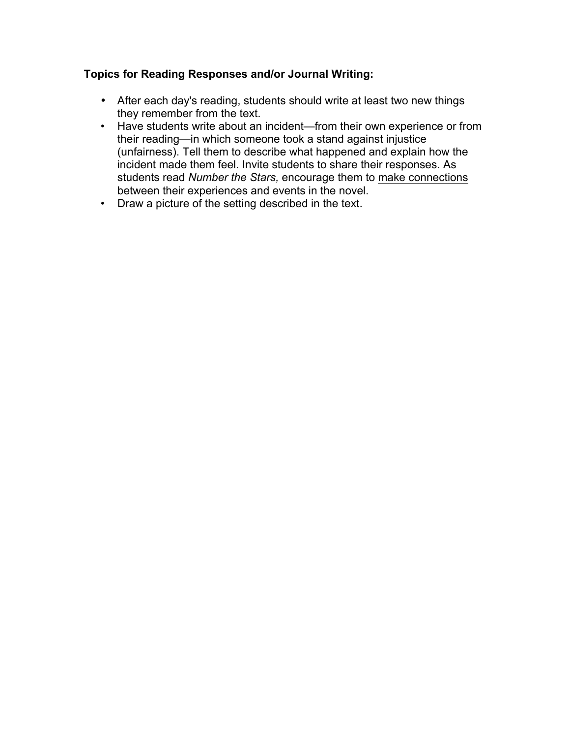**Topics for Reading Responses and/or Journal Writing:**

- After each day's reading, students should write at least two new things they remember from the text.
- Have students write about an incident—from their own experience or from their reading—in which someone took a stand against injustice (unfairness). Tell them to describe what happened and explain how the incident made them feel. Invite students to share their responses. As students read *Number the Stars,* encourage them to make connections between their experiences and events in the novel.
- Draw a picture of the setting described in the text.